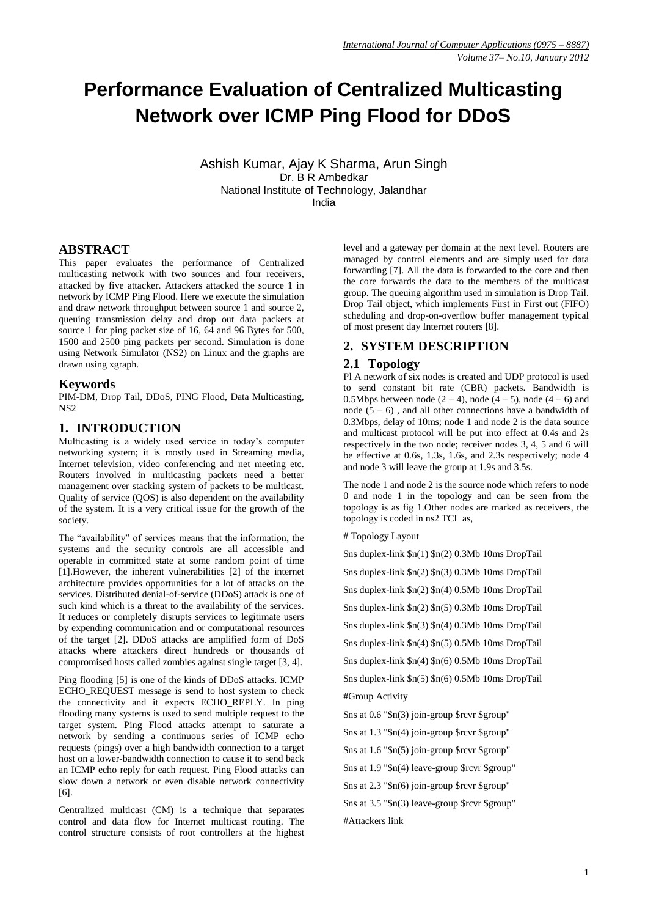# Performance Evaluation of Centralized Multicasting Network over ICMP Ping Flood for DDoS

Ashish Kumar, Ajay K Sharma, Arun Singh
Dr. B R Ambedkar
National Institute of Technology, Jalandhar
India

## ABSTRACT

This paper evaluates the performance of Centralized multicasting network with two sources and four receivers, attacked by five attacker. Attackers attacked the source 1 in network by ICMP Ping Flood. Here we execute the simulation and draw network throughput between source 1 and source 2, queuing transmission delay and drop out data packets at source 1 for ping packet size of 16, 64 and 96 Bytes for 500, 1500 and 2500 ping packets per second. Simulation is done using Network Simulator (NS2) on Linux and the graphs are drawn using xgraph.

### Keywords

PIM-DM, Drop Tail, DDoS, PING Flood, Data Multicasting, NS2

## 1. INTRODUCTION

Multicasting is a widely used service in today's computer networking system; it is mostly used in Streaming media, Internet television, video conferencing and net meeting etc. Routers involved in multicasting packets need a better management over stacking system of packets to be multicast. Quality of service (QOS) is also dependent on the availability of the system. It is a very critical issue for the growth of the society.

The "availability" of services means that the information, the systems and the security controls are all accessible and operable in committed state at some random point of time [1].However, the inherent vulnerabilities [2] of the internet architecture provides opportunities for a lot of attacks on the services. Distributed denial-of-service (DDoS) attack is one of such kind which is a threat to the availability of the services. It reduces or completely disrupts services to legitimate users by expending communication and or computational resources of the target [2]. DDoS attacks are amplified form of DoS attacks where attackers direct hundreds or thousands of compromised hosts called zombies against single target [3, 4].

Ping flooding [5] is one of the kinds of DDoS attacks. ICMP ECHO_REQUEST message is send to host system to check the connectivity and it expects ECHO_REPLY. In ping flooding many systems is used to send multiple request to the target system. Ping Flood attacks attempt to saturate a network by sending a continuous series of ICMP echo requests (pings) over a high bandwidth connection to a target host on a lower-bandwidth connection to cause it to send back an ICMP echo reply for each request. Ping Flood attacks can slow down a network or even disable network connectivity [6].

Centralized multicast (CM) is a technique that separates control and data flow for Internet multicast routing. The control structure consists of root controllers at the highest level and a gateway per domain at the next level. Routers are managed by control elements and are simply used for data forwarding [7]. All the data is forwarded to the core and then the core forwards the data to the members of the multicast group. The queuing algorithm used in simulation is Drop Tail. Drop Tail object, which implements First in First out (FIFO) scheduling and drop-on-overflow buffer management typical of most present day Internet routers [8].

## 2. SYSTEM DESCRIPTION

### 2.1 Topology

Pl A network of six nodes is created and UDP protocol is used to send constant bit rate (CBR) packets. Bandwidth is 0.5Mbps between node (2 – 4), node (4 – 5), node (4 – 6) and node (5 – 6) , and all other connections have a bandwidth of 0.3Mbps, delay of 10ms; node 1 and node 2 is the data source and multicast protocol will be put into effect at 0.4s and 2s respectively in the two node; receiver nodes 3, 4, 5 and 6 will be effective at 0.6s, 1.3s, 1.6s, and 2.3s respectively; node 4 and node 3 will leave the group at 1.9s and 3.5s.

The node 1 and node 2 is the source node which refers to node 0 and node 1 in the topology and can be seen from the topology is as fig 1.Other nodes are marked as receivers, the topology is coded in ns2 TCL as,

```
# Topology Layout

$ns duplex-link $n(1) $n(2) 0.3Mb 10ms DropTail

$ns duplex-link $n(2) $n(3) 0.3Mb 10ms DropTail

$ns duplex-link $n(2) $n(4) 0.5Mb 10ms DropTail

$ns duplex-link $n(2) $n(5) 0.3Mb 10ms DropTail

$ns duplex-link $n(3) $n(4) 0.3Mb 10ms DropTail

$ns duplex-link $n(4) $n(5) 0.5Mb 10ms DropTail

$ns duplex-link $n(4) $n(6) 0.5Mb 10ms DropTail

$ns duplex-link $n(5) $n(6) 0.5Mb 10ms DropTail

#Group Activity

$ns at 0.6 "$n(3) join-group $rcvr $group"

$ns at 1.3 "$n(4) join-group $rcvr $group"

$ns at 1.6 "$n(5) join-group $rcvr $group"

$ns at 1.9 "$n(4) leave-group $rcvr $group"

$ns at 2.3 "$n(6) join-group $rcvr $group"

$ns at 3.5 "$n(3) leave-group $rcvr $group"

#Attackers link
```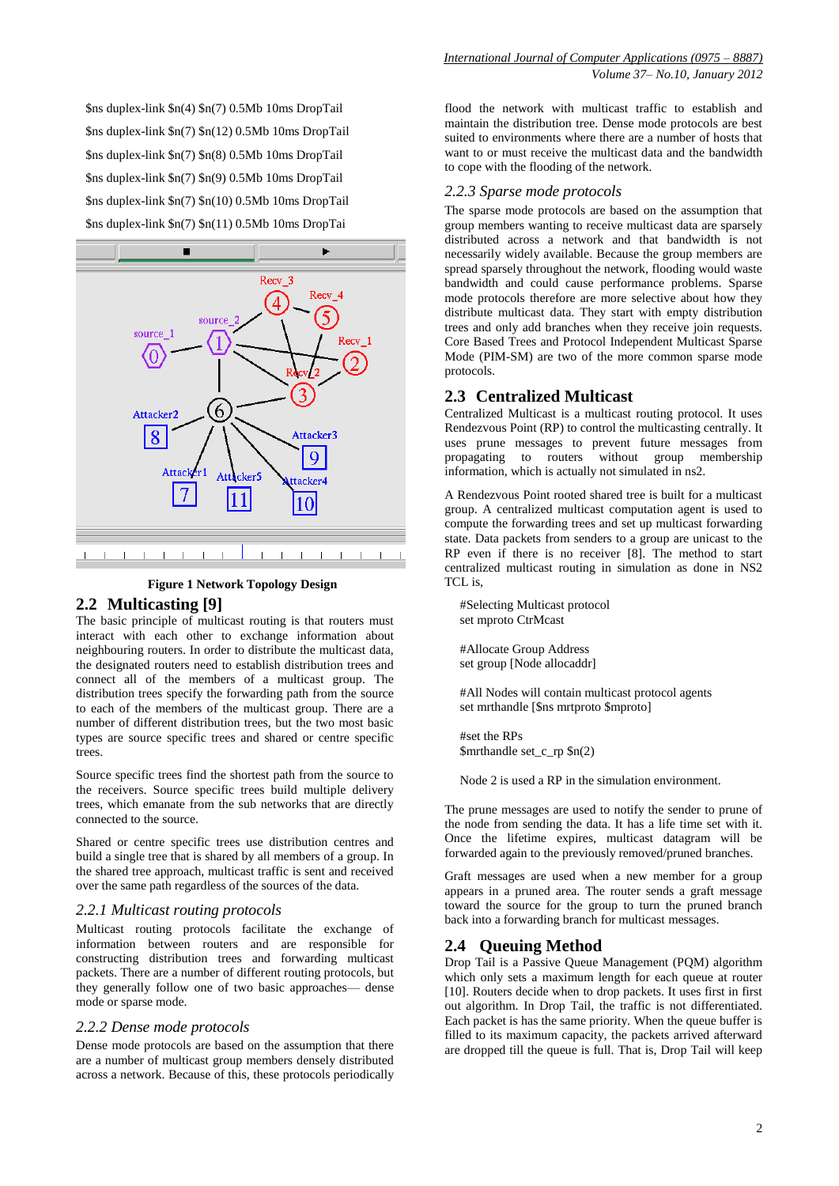```
$ns duplex-link $n(4) $n(7) 0.5Mb 10ms DropTail
$ns duplex-link $n(7) $n(12) 0.5Mb 10ms DropTail
$ns duplex-link $n(7) $n(8) 0.5Mb 10ms DropTail
$ns duplex-link $n(7) $n(9) 0.5Mb 10ms DropTail
$ns duplex-link $n(7) $n(10) 0.5Mb 10ms DropTail
$ns duplex-link $n(7) $n(11) 0.5Mb 10ms DropTai
```

**Figure 1 Network Topology Design**

## 2.2 Multicasting [9]

The basic principle of multicast routing is that routers must interact with each other to exchange information about neighbouring routers. In order to distribute the multicast data, the designated routers need to establish distribution trees and connect all of the members of a multicast group. The distribution trees specify the forwarding path from the source to each of the members of the multicast group. There are a number of different distribution trees, but the two most basic types are source specific trees and shared or centre specific trees.

Source specific trees find the shortest path from the source to the receivers. Source specific trees build multiple delivery trees, which emanate from the sub networks that are directly connected to the source.

Shared or centre specific trees use distribution centres and build a single tree that is shared by all members of a group. In the shared tree approach, multicast traffic is sent and received over the same path regardless of the sources of the data.

### *2.2.1 Multicast routing protocols*

Multicast routing protocols facilitate the exchange of information between routers and are responsible for constructing distribution trees and forwarding multicast packets. There are a number of different routing protocols, but they generally follow one of two basic approaches— dense mode or sparse mode.

### *2.2.2 Dense mode protocols*

Dense mode protocols are based on the assumption that there are a number of multicast group members densely distributed across a network. Because of this, these protocols periodically flood the network with multicast traffic to establish and maintain the distribution tree. Dense mode protocols are best suited to environments where there are a number of hosts that want to or must receive the multicast data and the bandwidth to cope with the flooding of the network.

### *2.2.3 Sparse mode protocols*

The sparse mode protocols are based on the assumption that group members wanting to receive multicast data are sparsely distributed across a network and that bandwidth is not necessarily widely available. Because the group members are spread sparsely throughout the network, flooding would waste bandwidth and could cause performance problems. Sparse mode protocols therefore are more selective about how they distribute multicast data. They start with empty distribution trees and only add branches when they receive join requests. Core Based Trees and Protocol Independent Multicast Sparse Mode (PIM-SM) are two of the more common sparse mode protocols.

## 2.3 Centralized Multicast

Centralized Multicast is a multicast routing protocol. It uses Rendezvous Point (RP) to control the multicasting centrally. It uses prune messages to prevent future messages from propagating to routers without group membership information, which is actually not simulated in ns2.

A Rendezvous Point rooted shared tree is built for a multicast group. A centralized multicast computation agent is used to compute the forwarding trees and set up multicast forwarding state. Data packets from senders to a group are unicast to the RP even if there is no receiver [8]. The method to start centralized multicast routing in simulation as done in NS2 TCL is,

```
#Selecting Multicast protocol
set mproto CtrMcast

#Allocate Group Address
set group [Node allocaddr]

#All Nodes will contain multicast protocol agents
set mrthandle [$ns mrtproto $mproto]

#set the RPs
$mrthandle set_c_rp $n(2)
```

Node 2 is used a RP in the simulation environment.

The prune messages are used to notify the sender to prune of the node from sending the data. It has a life time set with it. Once the lifetime expires, multicast datagram will be forwarded again to the previously removed/pruned branches.

Graft messages are used when a new member for a group appears in a pruned area. The router sends a graft message toward the source for the group to turn the pruned branch back into a forwarding branch for multicast messages.

## 2.4 Queuing Method

Drop Tail is a Passive Queue Management (PQM) algorithm which only sets a maximum length for each queue at router [10]. Routers decide when to drop packets. It uses first in first out algorithm. In Drop Tail, the traffic is not differentiated. Each packet is has the same priority. When the queue buffer is filled to its maximum capacity, the packets arrived afterward are dropped till the queue is full. That is, Drop Tail will keep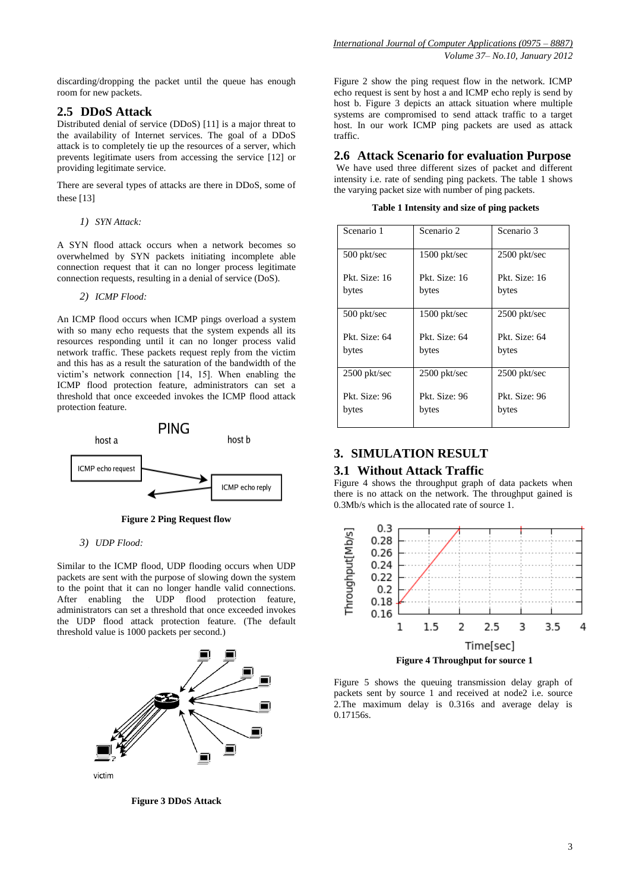discarding/dropping the packet until the queue has enough room for new packets.

## 2.5 DDoS Attack

Distributed denial of service (DDoS) [11] is a major threat to the availability of Internet services. The goal of a DDoS attack is to completely tie up the resources of a server, which prevents legitimate users from accessing the service [12] or providing legitimate service.

There are several types of attacks are there in DDoS, some of these [13]

*1) SYN Attack:*

A SYN flood attack occurs when a network becomes so overwhelmed by SYN packets initiating incomplete able connection request that it can no longer process legitimate connection requests, resulting in a denial of service (DoS).

*2) ICMP Flood:*

An ICMP flood occurs when ICMP pings overload a system with so many echo requests that the system expends all its resources responding until it can no longer process valid network traffic. These packets request reply from the victim and this has as a result the saturation of the bandwidth of the victim's network connection [14, 15]. When enabling the ICMP flood protection feature, administrators can set a threshold that once exceeded invokes the ICMP flood attack protection feature.

**Figure 2 Ping Request flow**

*3) UDP Flood:*

Similar to the ICMP flood, UDP flooding occurs when UDP packets are sent with the purpose of slowing down the system to the point that it can no longer handle valid connections. After enabling the UDP flood protection feature, administrators can set a threshold that once exceeded invokes the UDP flood attack protection feature. (The default threshold value is 1000 packets per second.)

**Figure 3 DDoS Attack**

Figure 2 show the ping request flow in the network. ICMP echo request is sent by host a and ICMP echo reply is send by host b. Figure 3 depicts an attack situation where multiple systems are compromised to send attack traffic to a target host. In our work ICMP ping packets are used as attack traffic.

## 2.6 Attack Scenario for evaluation Purpose

We have used three different sizes of packet and different intensity i.e. rate of sending ping packets. The table 1 shows the varying packet size with number of ping packets.

**Table 1 Intensity and size of ping packets**

| Scenario 1 | Scenario 2 | Scenario 3 |
|---|---|---|
| 500 pkt/sec<br><br>Pkt. Size: 16 bytes | 1500 pkt/sec<br><br>Pkt. Size: 16 bytes | 2500 pkt/sec<br><br>Pkt. Size: 16 bytes |
| 500 pkt/sec<br><br>Pkt. Size: 64 bytes | 1500 pkt/sec<br><br>Pkt. Size: 64 bytes | 2500 pkt/sec<br><br>Pkt. Size: 64 bytes |
| 2500 pkt/sec<br><br>Pkt. Size: 96 bytes | 2500 pkt/sec<br><br>Pkt. Size: 96 bytes | 2500 pkt/sec<br><br>Pkt. Size: 96 bytes |

## 3. SIMULATION RESULT

### 3.1 Without Attack Traffic

Figure 4 shows the throughput graph of data packets when there is no attack on the network. The throughput gained is 0.3Mb/s which is the allocated rate of source 1.

**Figure 4 Throughput for source 1**

Figure 5 shows the queuing transmission delay graph of packets sent by source 1 and received at node2 i.e. source 2.The maximum delay is 0.316s and average delay is 0.17156s.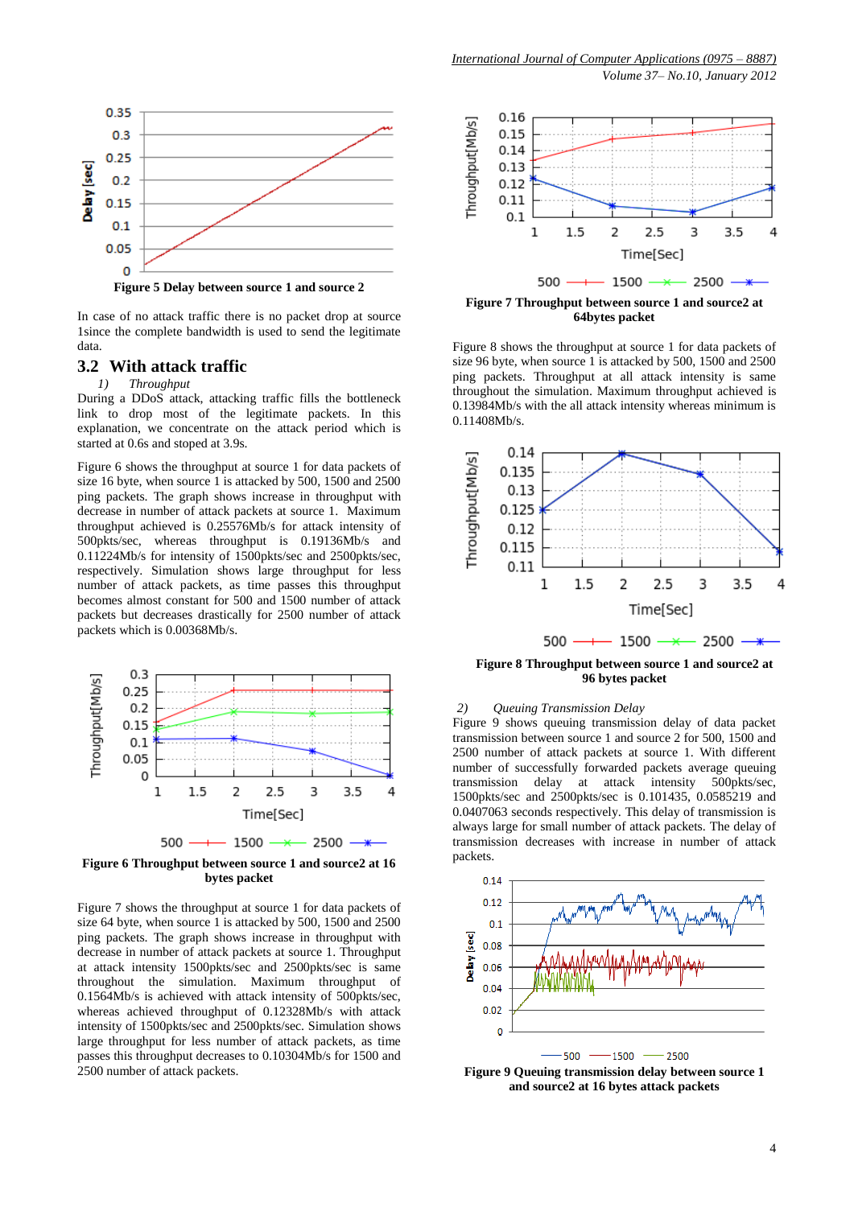Figure 5 Delay between source 1 and source 2

In case of no attack traffic there is no packet drop at source 1since the complete bandwidth is used to send the legitimate data.

## 3.2 With attack traffic

*1) Throughput*

During a DDoS attack, attacking traffic fills the bottleneck link to drop most of the legitimate packets. In this explanation, we concentrate on the attack period which is started at 0.6s and stoped at 3.9s.

Figure 6 shows the throughput at source 1 for data packets of size 16 byte, when source 1 is attacked by 500, 1500 and 2500 ping packets. The graph shows increase in throughput with decrease in number of attack packets at source 1. Maximum throughput achieved is 0.25576Mb/s for attack intensity of 500pkts/sec, whereas throughput is 0.19136Mb/s and 0.11224Mb/s for intensity of 1500pkts/sec and 2500pkts/sec, respectively. Simulation shows large throughput for less number of attack packets, as time passes this throughput becomes almost constant for 500 and 1500 number of attack packets but decreases drastically for 2500 number of attack packets which is 0.00368Mb/s.

Figure 6 Throughput between source 1 and source2 at 16 bytes packet

Figure 7 shows the throughput at source 1 for data packets of size 64 byte, when source 1 is attacked by 500, 1500 and 2500 ping packets. The graph shows increase in throughput with decrease in number of attack packets at source 1. Throughput at attack intensity 1500pkts/sec and 2500pkts/sec is same throughout the simulation. Maximum throughput of 0.1564Mb/s is achieved with attack intensity of 500pkts/sec, whereas achieved throughput of 0.12328Mb/s with attack intensity of 1500pkts/sec and 2500pkts/sec. Simulation shows large throughput for less number of attack packets, as time passes this throughput decreases to 0.10304Mb/s for 1500 and 2500 number of attack packets.

Figure 7 Throughput between source 1 and source2 at 64bytes packet

Figure 8 shows the throughput at source 1 for data packets of size 96 byte, when source 1 is attacked by 500, 1500 and 2500 ping packets. Throughput at all attack intensity is same throughout the simulation. Maximum throughput achieved is 0.13984Mb/s with the all attack intensity whereas minimum is 0.11408Mb/s.

Figure 8 Throughput between source 1 and source2 at 96 bytes packet

*2) Queuing Transmission Delay*

Figure 9 shows queuing transmission delay of data packet transmission between source 1 and source 2 for 500, 1500 and 2500 number of attack packets at source 1. With different number of successfully forwarded packets average queuing transmission delay at attack intensity 500pkts/sec, 1500pkts/sec and 2500pkts/sec is 0.101435, 0.0585219 and 0.0407063 seconds respectively. This delay of transmission is always large for small number of attack packets. The delay of transmission decreases with increase in number of attack packets.

Figure 9 Queuing transmission delay between source 1 and source2 at 16 bytes attack packets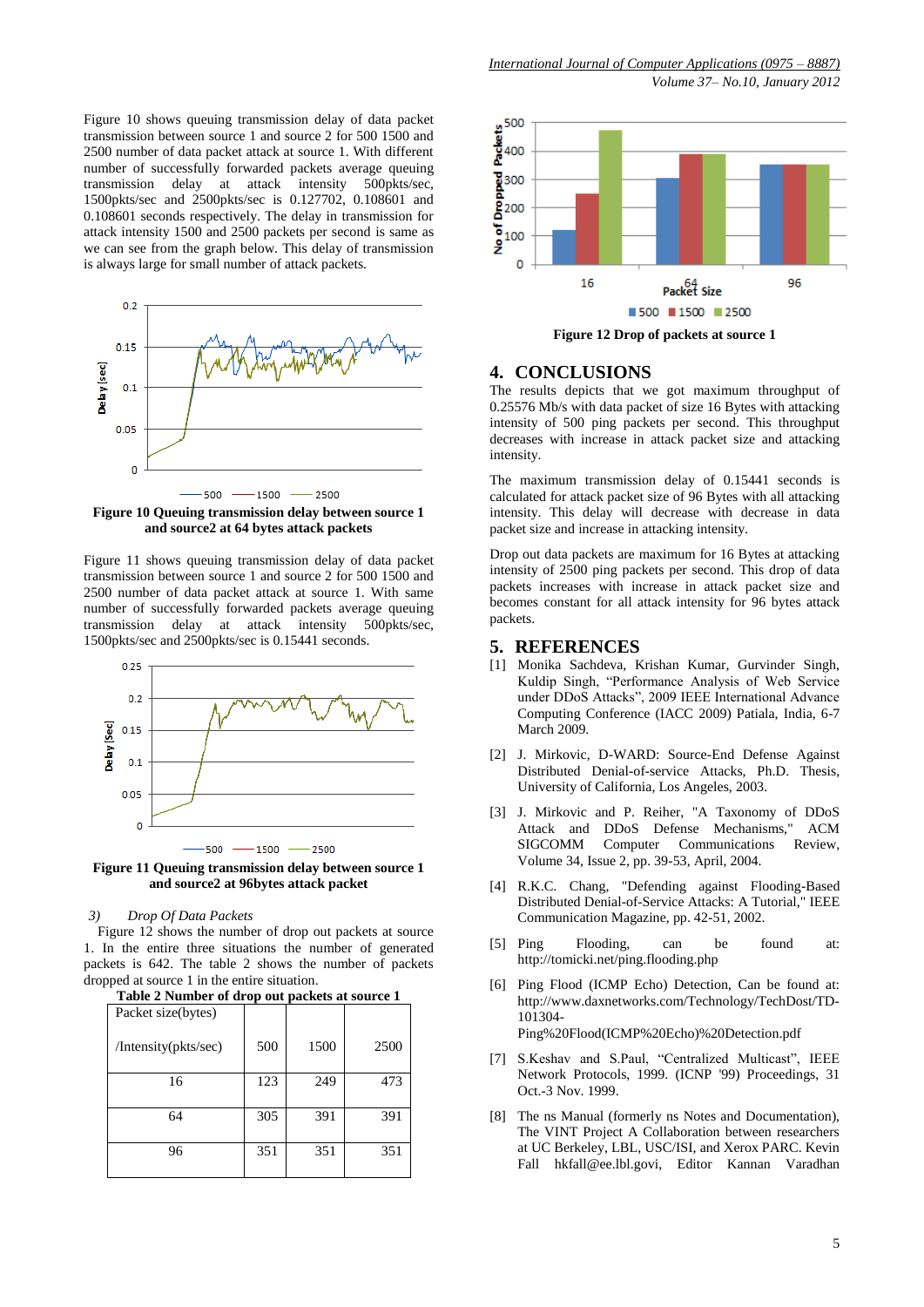Figure 10 shows queuing transmission delay of data packet transmission between source 1 and source 2 for 500 1500 and 2500 number of data packet attack at source 1. With different number of successfully forwarded packets average queuing transmission delay at attack intensity 500pkts/sec, 1500pkts/sec and 2500pkts/sec is 0.127702, 0.108601 and 0.108601 seconds respectively. The delay in transmission for attack intensity 1500 and 2500 packets per second is same as we can see from the graph below. This delay of transmission is always large for small number of attack packets.

**Figure 10 Queuing transmission delay between source 1 and source2 at 64 bytes attack packets**

Figure 11 shows queuing transmission delay of data packet transmission between source 1 and source 2 for 500 1500 and 2500 number of data packet attack at source 1. With same number of successfully forwarded packets average queuing transmission delay at attack intensity 500pkts/sec, 1500pkts/sec and 2500pkts/sec is 0.15441 seconds.

**Figure 11 Queuing transmission delay between source 1 and source2 at 96bytes attack packet**

*3) Drop Of Data Packets*

Figure 12 shows the number of drop out packets at source 1. In the entire three situations the number of generated packets is 642. The table 2 shows the number of packets dropped at source 1 in the entire situation.

**Table 2 Number of drop out packets at source 1**

| Packet size(bytes) /Intensity(pkts/sec) | 500 | 1500 | 2500 |
|---|---|---|---|
| 16 | 123 | 249 | 473 |
| 64 | 305 | 391 | 391 |
| 96 | 351 | 351 | 351 |

**Figure 12 Drop of packets at source 1**

## 4. CONCLUSIONS

The results depicts that we got maximum throughput of 0.25576 Mb/s with data packet of size 16 Bytes with attacking intensity of 500 ping packets per second. This throughput decreases with increase in attack packet size and attacking intensity.

The maximum transmission delay of 0.15441 seconds is calculated for attack packet size of 96 Bytes with all attacking intensity. This delay will decrease with decrease in data packet size and increase in attacking intensity.

Drop out data packets are maximum for 16 Bytes at attacking intensity of 2500 ping packets per second. This drop of data packets increases with increase in attack packet size and becomes constant for all attack intensity for 96 bytes attack packets.

## 5. REFERENCES

[1] Monika Sachdeva, Krishan Kumar, Gurvinder Singh, Kuldip Singh, "Performance Analysis of Web Service under DDoS Attacks", 2009 IEEE International Advance Computing Conference (IACC 2009) Patiala, India, 6-7 March 2009.

[2] J. Mirkovic, D-WARD: Source-End Defense Against Distributed Denial-of-service Attacks, Ph.D. Thesis, University of California, Los Angeles, 2003.

[3] J. Mirkovic and P. Reiher, "A Taxonomy of DDoS Attack and DDoS Defense Mechanisms," ACM SIGCOMM Computer Communications Review, Volume 34, Issue 2, pp. 39-53, April, 2004.

[4] R.K.C. Chang, "Defending against Flooding-Based Distributed Denial-of-Service Attacks: A Tutorial," IEEE Communication Magazine, pp. 42-51, 2002.

[5] Ping Flooding, can be found at: http://tomicki.net/ping.flooding.php

[6] Ping Flood (ICMP Echo) Detection, Can be found at: http://www.daxnetworks.com/Technology/TechDost/TD-101304-Ping%20Flood(ICMP%20Echo)%20Detection.pdf

[7] S.Keshav and S.Paul, "Centralized Multicast", IEEE Network Protocols, 1999. (ICNP '99) Proceedings, 31 Oct.-3 Nov. 1999.

[8] The ns Manual (formerly ns Notes and Documentation), The VINT Project A Collaboration between researchers at UC Berkeley, LBL, USC/ISI, and Xerox PARC. Kevin Fall hkfall@ee.lbl.govi, Editor Kannan Varadhan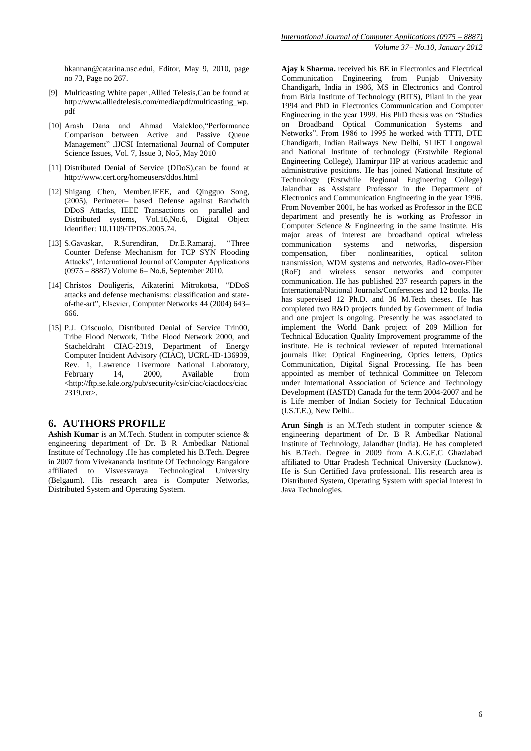hkannan@catarina.usc.edui, Editor, May 9, 2010, page no 73, Page no 267.

[9] Multicasting White paper ,Allied Telesis,Can be found at http://www.alliedtelesis.com/media/pdf/multicasting_wp.pdf

[10] Arash Dana and Ahmad Malekloo,"Performance Comparison between Active and Passive Queue Management" ,IJCSI International Journal of Computer Science Issues, Vol. 7, Issue 3, No5, May 2010

[11] Distributed Denial of Service (DDoS),can be found at http://www.cert.org/homeusers/ddos.html

[12] Shigang Chen, Member,IEEE, and Qingguo Song, (2005), Perimeter– based Defense against Bandwith DDoS Attacks, IEEE Transactions on parallel and Distributed systems, Vol.16,No.6, Digital Object Identifier: 10.1109/TPDS.2005.74.

[13] S.Gavaskar, R.Surendiran, Dr.E.Ramaraj, "Three Counter Defense Mechanism for TCP SYN Flooding Attacks", International Journal of Computer Applications (0975 – 8887) Volume 6– No.6, September 2010.

[14] Christos Douligeris, Aikaterini Mitrokotsa, "DDoS attacks and defense mechanisms: classification and state-of-the-art", Elsevier, Computer Networks 44 (2004) 643–666.

[15] P.J. Criscuolo, Distributed Denial of Service Trin00, Tribe Flood Network, Tribe Flood Network 2000, and Stacheldraht CIAC-2319, Department of Energy Computer Incident Advisory (CIAC), UCRL-ID-136939, Rev. 1, Lawrence Livermore National Laboratory, February 14, 2000, Available from <http://ftp.se.kde.org/pub/security/csir/ciac/ciacdocs/ciac2319.txt>.

## 6. AUTHORS PROFILE

**Ashish Kumar** is an M.Tech. Student in computer science & engineering department of Dr. B R Ambedkar National Institute of Technology .He has completed his B.Tech. Degree in 2007 from Vivekananda Institute Of Technology Bangalore affiliated to Visvesvaraya Technological University (Belgaum). His research area is Computer Networks, Distributed System and Operating System.

**Ajay k Sharma.** received his BE in Electronics and Electrical Communication Engineering from Punjab University Chandigarh, India in 1986, MS in Electronics and Control from Birla Institute of Technology (BITS), Pilani in the year 1994 and PhD in Electronics Communication and Computer Engineering in the year 1999. His PhD thesis was on "Studies on Broadband Optical Communication Systems and Networks". From 1986 to 1995 he worked with TTTI, DTE Chandigarh, Indian Railways New Delhi, SLIET Longowal and National Institute of technology (Erstwhile Regional Engineering College), Hamirpur HP at various academic and administrative positions. He has joined National Institute of Technology (Erstwhile Regional Engineering College) Jalandhar as Assistant Professor in the Department of Electronics and Communication Engineering in the year 1996. From November 2001, he has worked as Professor in the ECE department and presently he is working as Professor in Computer Science & Engineering in the same institute. His major areas of interest are broadband optical wireless communication systems and networks, dispersion compensation, fiber nonlinearities, optical soliton transmission, WDM systems and networks, Radio-over-Fiber (RoF) and wireless sensor networks and computer communication. He has published 237 research papers in the International/National Journals/Conferences and 12 books. He has supervised 12 Ph.D. and 36 M.Tech theses. He has completed two R&D projects funded by Government of India and one project is ongoing. Presently he was associated to implement the World Bank project of 209 Million for Technical Education Quality Improvement programme of the institute. He is technical reviewer of reputed international journals like: Optical Engineering, Optics letters, Optics Communication, Digital Signal Processing. He has been appointed as member of technical Committee on Telecom under International Association of Science and Technology Development (IASTD) Canada for the term 2004-2007 and he is Life member of Indian Society for Technical Education (I.S.T.E.), New Delhi..

**Arun Singh** is an M.Tech student in computer science & engineering department of Dr. B R Ambedkar National Institute of Technology, Jalandhar (India). He has completed his B.Tech. Degree in 2009 from A.K.G.E.C Ghaziabad affiliated to Uttar Pradesh Technical University (Lucknow). He is Sun Certified Java professional. His research area is Distributed System, Operating System with special interest in Java Technologies.